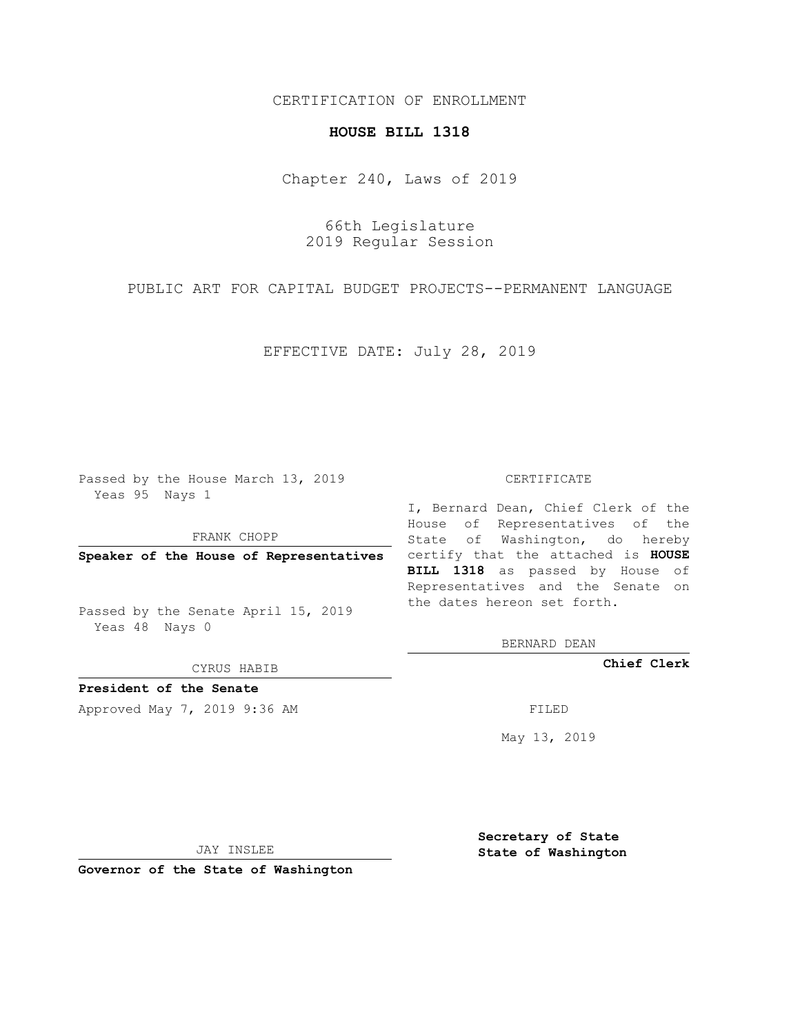CERTIFICATION OF ENROLLMENT

**HOUSE BILL 1318**

Chapter 240, Laws of 2019

66th Legislature
2019 Regular Session

PUBLIC ART FOR CAPITAL BUDGET PROJECTS--PERMANENT LANGUAGE

EFFECTIVE DATE: July 28, 2019

Passed by the House March 13, 2019
Yeas 95 Nays 1

FRANK CHOPP

**Speaker of the House of Representatives**

Passed by the Senate April 15, 2019
Yeas 48 Nays 0

CYRUS HABIB

**President of the Senate**

Approved May 7, 2019 9:36 AM

JAY INSLEE

**Governor of the State of Washington**

CERTIFICATE

I, Bernard Dean, Chief Clerk of the House of Representatives of the State of Washington, do hereby certify that the attached is **HOUSE BILL 1318** as passed by House of Representatives and the Senate on the dates hereon set forth.

BERNARD DEAN

**Chief Clerk**

FILED

May 13, 2019

**Secretary of State**
**State of Washington**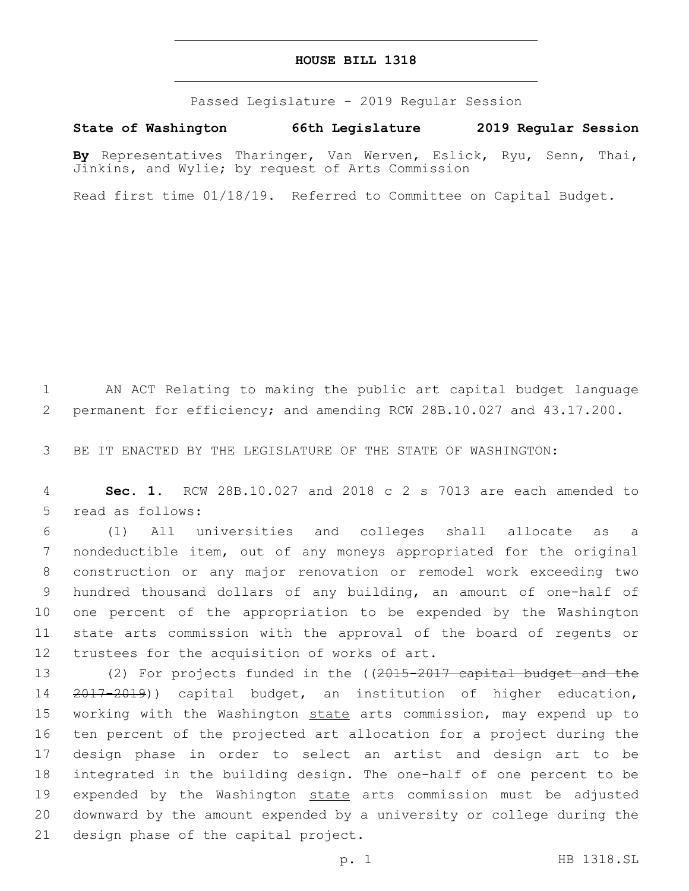# HOUSE BILL 1318

Passed Legislature - 2019 Regular Session

**State of Washington 66th Legislature 2019 Regular Session**

**By** Representatives Tharinger, Van Werven, Eslick, Ryu, Senn, Thai, Jinkins, and Wylie; by request of Arts Commission

Read first time 01/18/19. Referred to Committee on Capital Budget.

1 AN ACT Relating to making the public art capital budget language
2 permanent for efficiency; and amending RCW 28B.10.027 and 43.17.200.

3 BE IT ENACTED BY THE LEGISLATURE OF THE STATE OF WASHINGTON:

4 **Sec. 1.** RCW 28B.10.027 and 2018 c 2 s 7013 are each amended to
5 read as follows:

6 (1) All universities and colleges shall allocate as a
7 nondeductible item, out of any moneys appropriated for the original
8 construction or any major renovation or remodel work exceeding two
9 hundred thousand dollars of any building, an amount of one-half of
10 one percent of the appropriation to be expended by the Washington
11 state arts commission with the approval of the board of regents or
12 trustees for the acquisition of works of art.

13 (2) For projects funded in the ((~~2015-2017 capital budget and the~~
14 ~~2017-2019~~)) capital budget, an institution of higher education,
15 working with the Washington <u>state</u> arts commission, may expend up to
16 ten percent of the projected art allocation for a project during the
17 design phase in order to select an artist and design art to be
18 integrated in the building design. The one-half of one percent to be
19 expended by the Washington <u>state</u> arts commission must be adjusted
20 downward by the amount expended by a university or college during the
21 design phase of the capital project.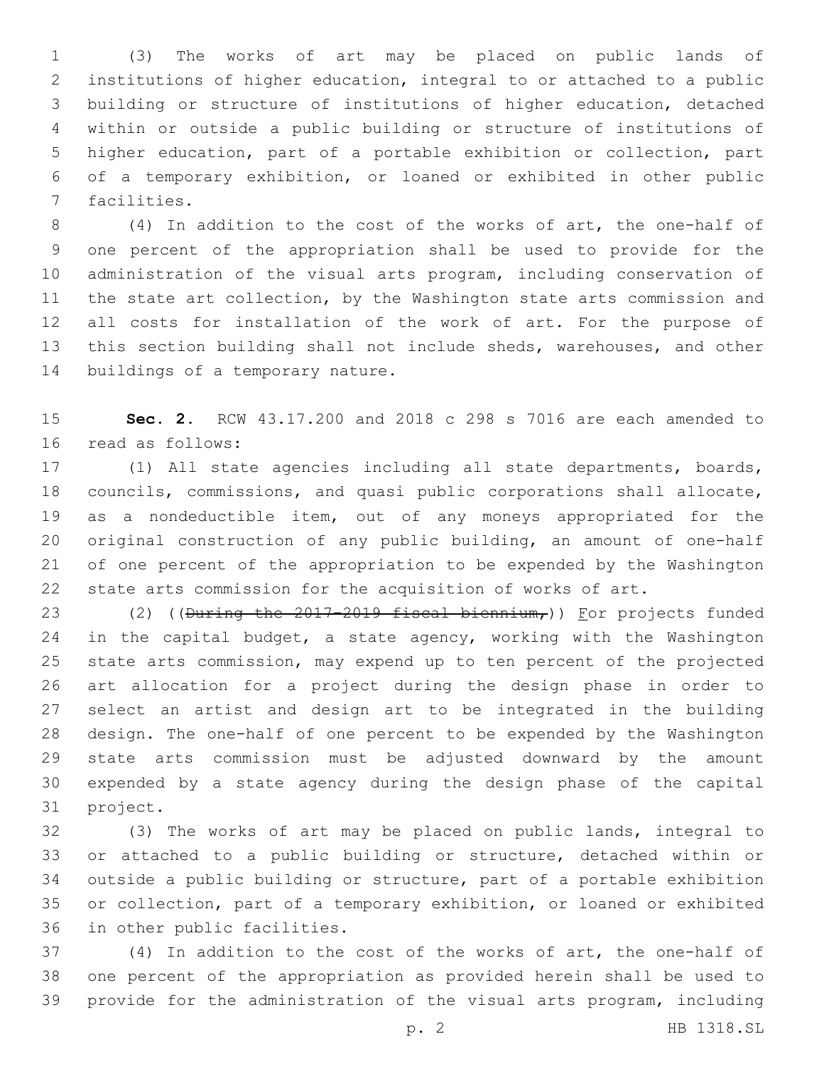(3) The works of art may be placed on public lands of institutions of higher education, integral to or attached to a public building or structure of institutions of higher education, detached within or outside a public building or structure of institutions of higher education, part of a portable exhibition or collection, part of a temporary exhibition, or loaned or exhibited in other public facilities.

(4) In addition to the cost of the works of art, the one-half of one percent of the appropriation shall be used to provide for the administration of the visual arts program, including conservation of the state art collection, by the Washington state arts commission and all costs for installation of the work of art. For the purpose of this section building shall not include sheds, warehouses, and other buildings of a temporary nature.

**Sec. 2.** RCW 43.17.200 and 2018 c 298 s 7016 are each amended to read as follows:

(1) All state agencies including all state departments, boards, councils, commissions, and quasi public corporations shall allocate, as a nondeductible item, out of any moneys appropriated for the original construction of any public building, an amount of one-half of one percent of the appropriation to be expended by the Washington state arts commission for the acquisition of works of art.

(2) ((~~During the 2017-2019 fiscal biennium,~~)) <u>F</u>or projects funded in the capital budget, a state agency, working with the Washington state arts commission, may expend up to ten percent of the projected art allocation for a project during the design phase in order to select an artist and design art to be integrated in the building design. The one-half of one percent to be expended by the Washington state arts commission must be adjusted downward by the amount expended by a state agency during the design phase of the capital project.

(3) The works of art may be placed on public lands, integral to or attached to a public building or structure, detached within or outside a public building or structure, part of a portable exhibition or collection, part of a temporary exhibition, or loaned or exhibited in other public facilities.

(4) In addition to the cost of the works of art, the one-half of one percent of the appropriation as provided herein shall be used to provide for the administration of the visual arts program, including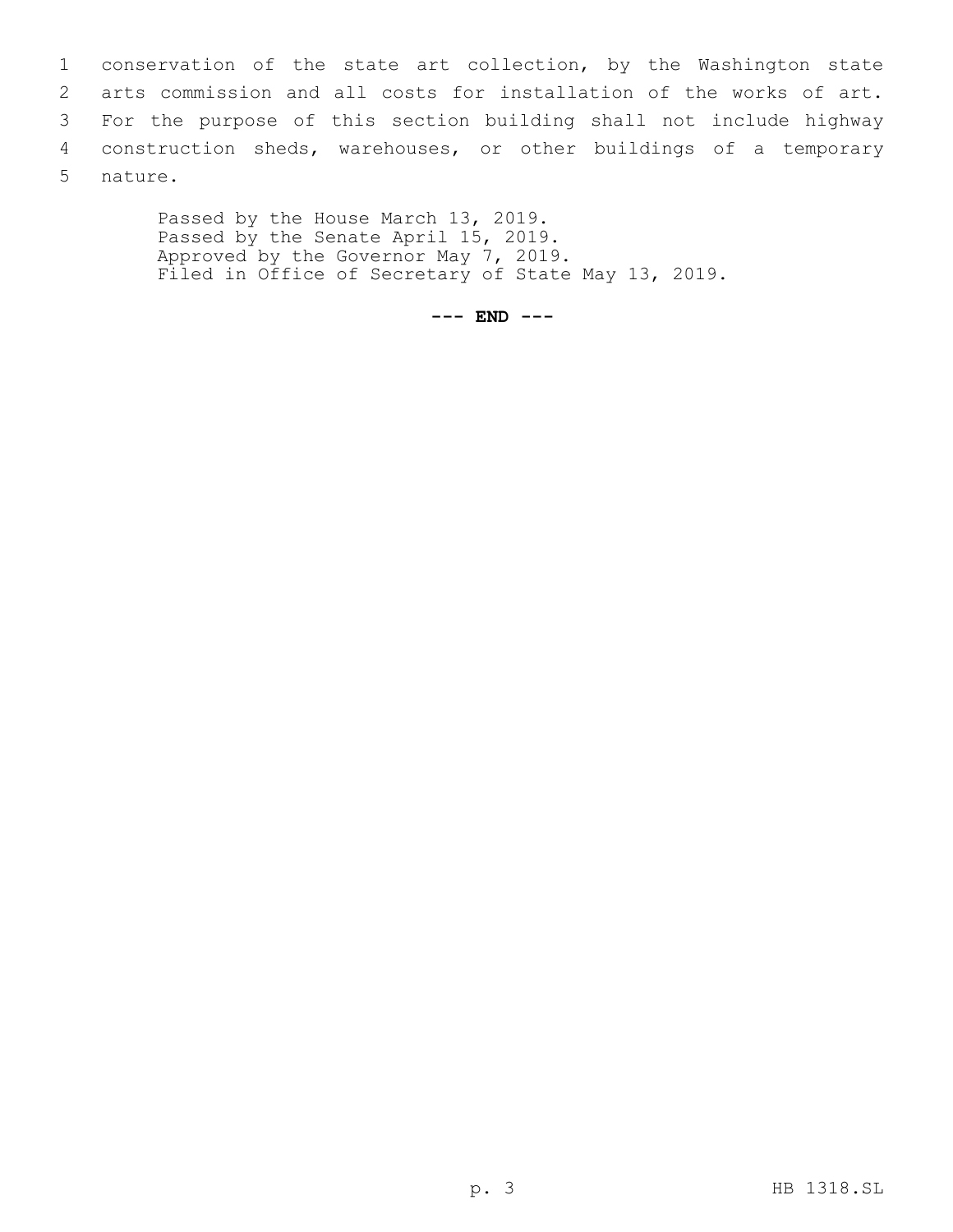conservation of the state art collection, by the Washington state arts commission and all costs for installation of the works of art. For the purpose of this section building shall not include highway construction sheds, warehouses, or other buildings of a temporary nature.

Passed by the House March 13, 2019.
Passed by the Senate April 15, 2019.
Approved by the Governor May 7, 2019.
Filed in Office of Secretary of State May 13, 2019.

**--- END ---**